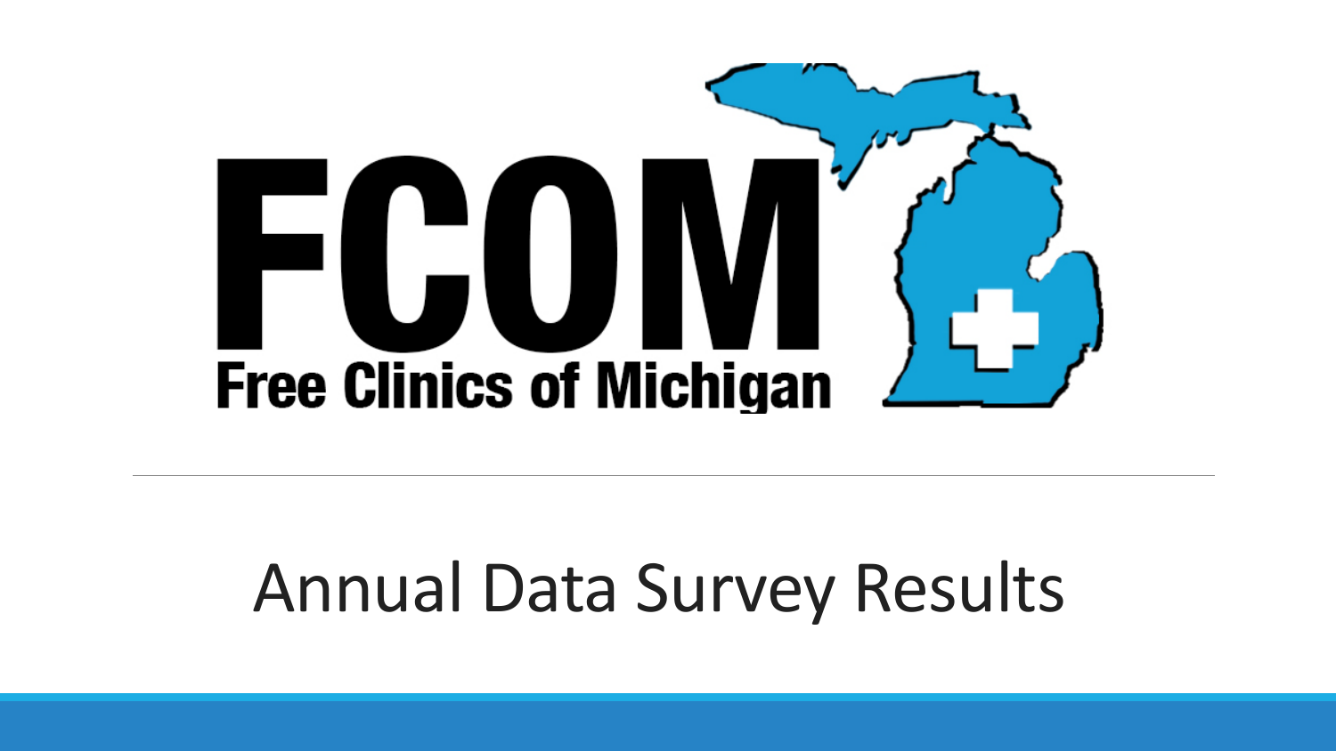# FCOM

**Free Clinics of Michigan**

## Annual Data Survey Results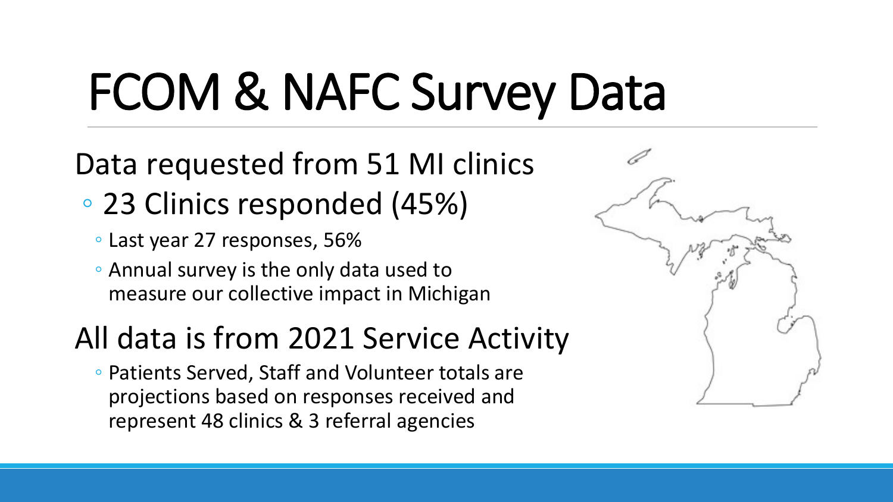# FCOM & NAFC Survey Data

Data requested from 51 MI clinics

- 23 Clinics responded (45%)
  - Last year 27 responses, 56%
  - Annual survey is the only data used to measure our collective impact in Michigan

All data is from 2021 Service Activity

- Patients Served, Staff and Volunteer totals are projections based on responses received and represent 48 clinics & 3 referral agencies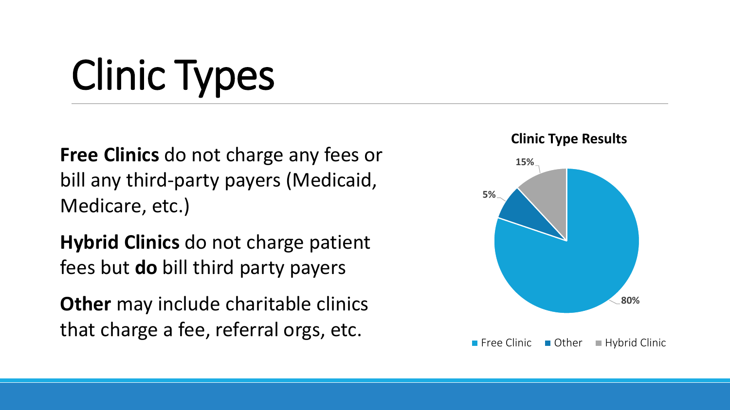# Clinic Types

**Free Clinics** do not charge any fees or bill any third-party payers (Medicaid, Medicare, etc.)

**Hybrid Clinics** do not charge patient fees but **do** bill third party payers

**Other** may include charitable clinics that charge a fee, referral orgs, etc.

**Clinic Type Results**

| Clinic Type | Percentage |
| --- | --- |
| Free Clinic | 80% |
| Other | 5% |
| Hybrid Clinic | 15% |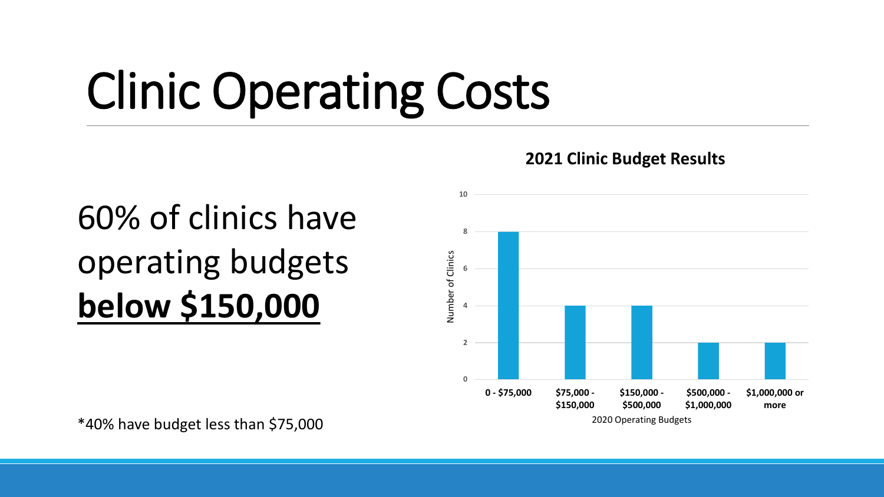# Clinic Operating Costs

60% of clinics have operating budgets **below $150,000**

*40% have budget less than $75,000

**2021 Clinic Budget Results**

| 2020 Operating Budgets | Number of Clinics |
|---|---|
| 0 - $75,000 | 8 |
| $75,000 - $150,000 | 4 |
| $150,000 - $500,000 | 4 |
| $500,000 - $1,000,000 | 2 |
| $1,000,000 or more | 2 |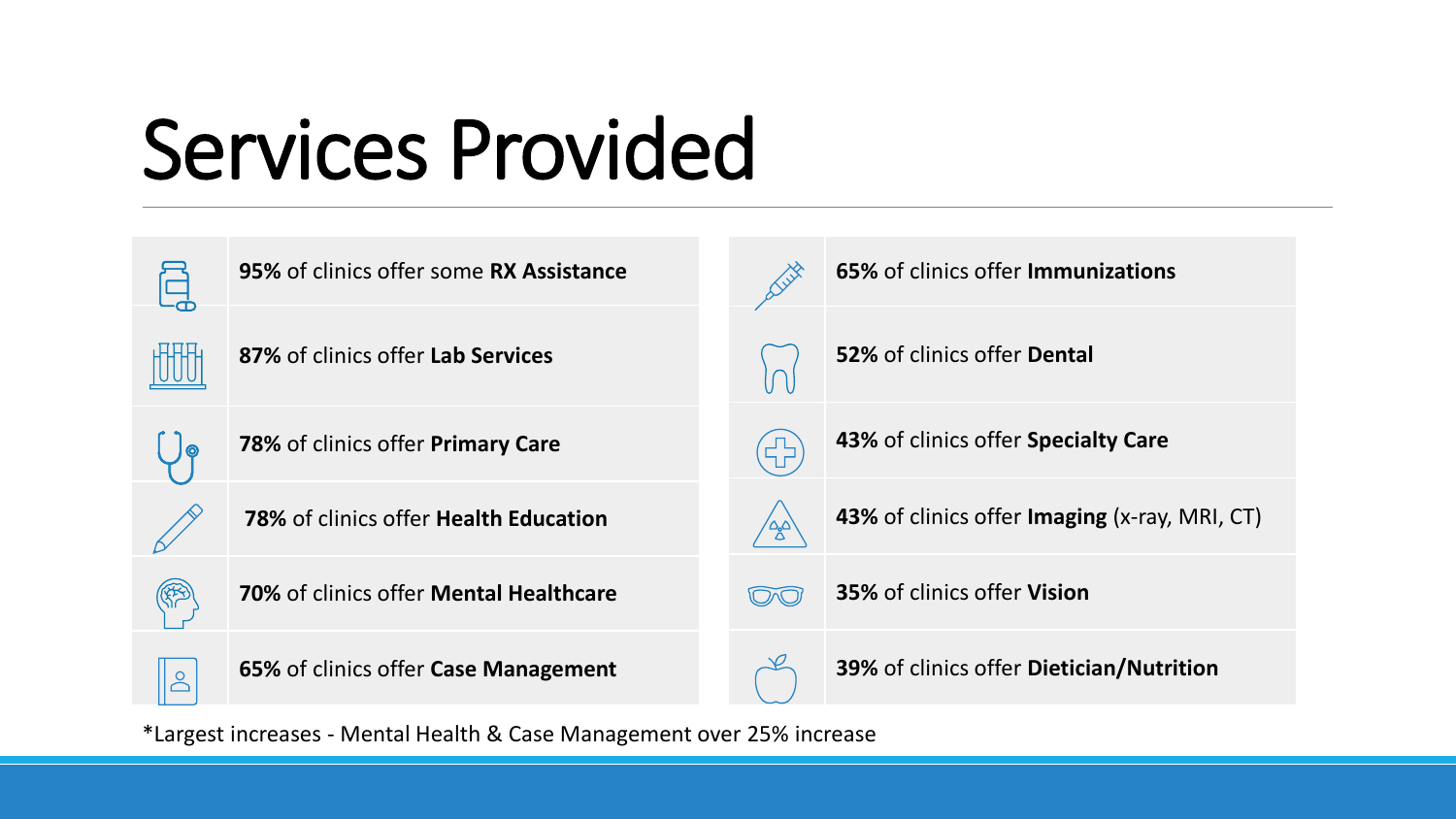# Services Provided

- **95%** of clinics offer some **RX Assistance**
- **87%** of clinics offer **Lab Services**
- **78%** of clinics offer **Primary Care**
- **78%** of clinics offer **Health Education**
- **70%** of clinics offer **Mental Healthcare**
- **65%** of clinics offer **Case Management**
- **65%** of clinics offer **Immunizations**
- **52%** of clinics offer **Dental**
- **43%** of clinics offer **Specialty Care**
- **43%** of clinics offer **Imaging** (x-ray, MRI, CT)
- **35%** of clinics offer **Vision**
- **39%** of clinics offer **Dietician/Nutrition**

*Largest increases - Mental Health & Case Management over 25% increase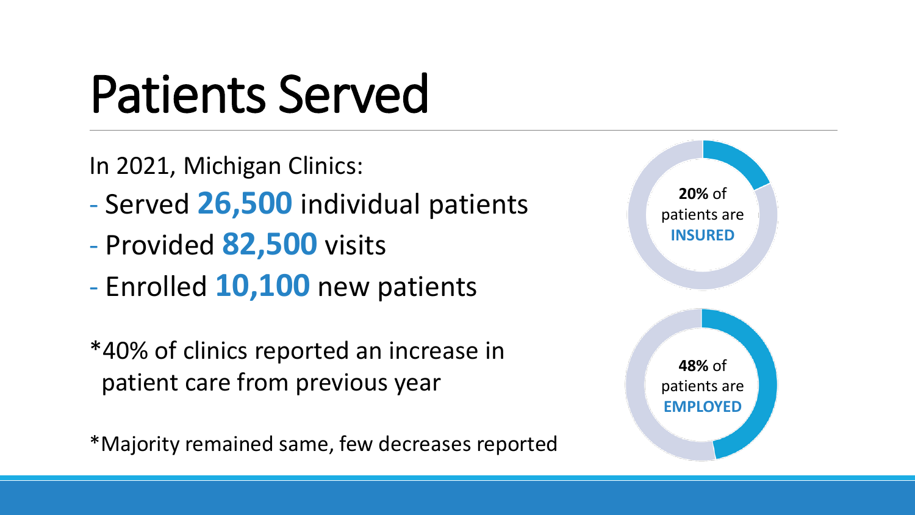# Patients Served

In 2021, Michigan Clinics:

- Served **26,500** individual patients
- Provided **82,500** visits
- Enrolled **10,100** new patients

*40% of clinics reported an increase in patient care from previous year

*Majority remained same, few decreases reported

**20%** of patients are **INSURED**

**48%** of patients are **EMPLOYED**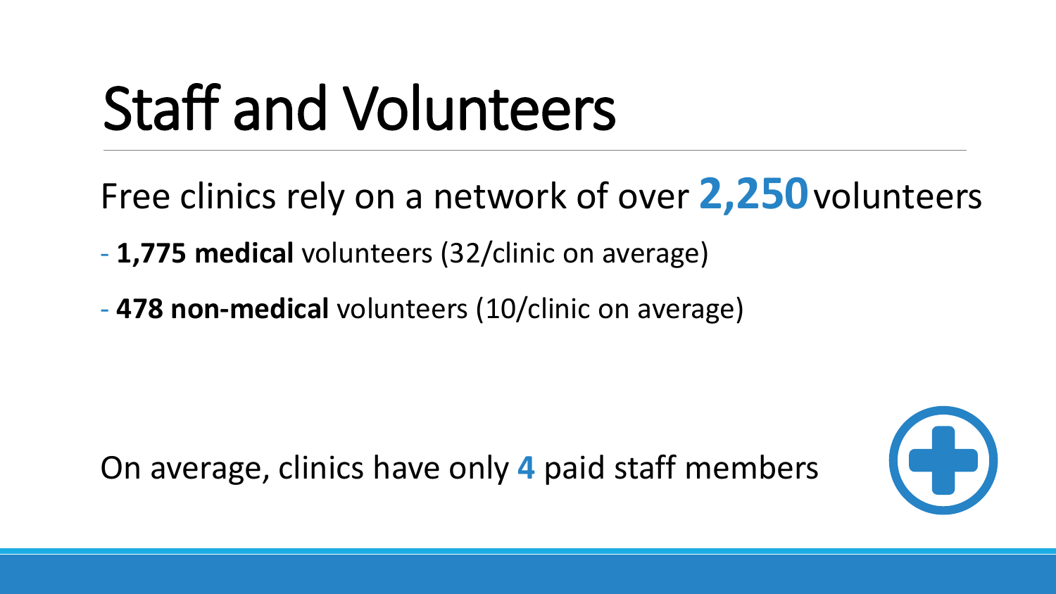# Staff and Volunteers

Free clinics rely on a network of over **2,250** volunteers

- **1,775 medical** volunteers (32/clinic on average)
- **478 non-medical** volunteers (10/clinic on average)

On average, clinics have only **4** paid staff members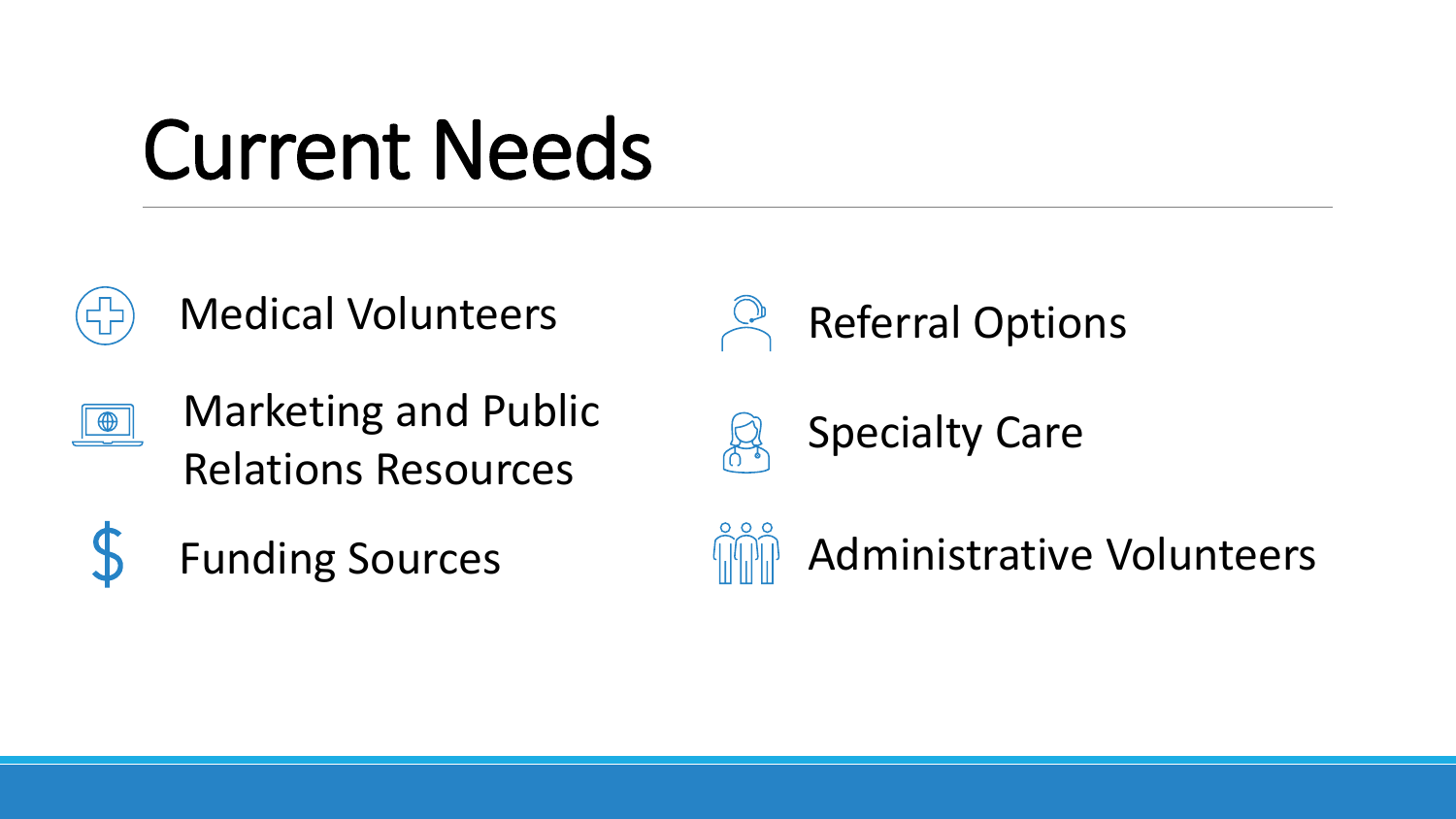# Current Needs

- Medical Volunteers
- Marketing and Public Relations Resources
- Funding Sources
- Referral Options
- Specialty Care
- Administrative Volunteers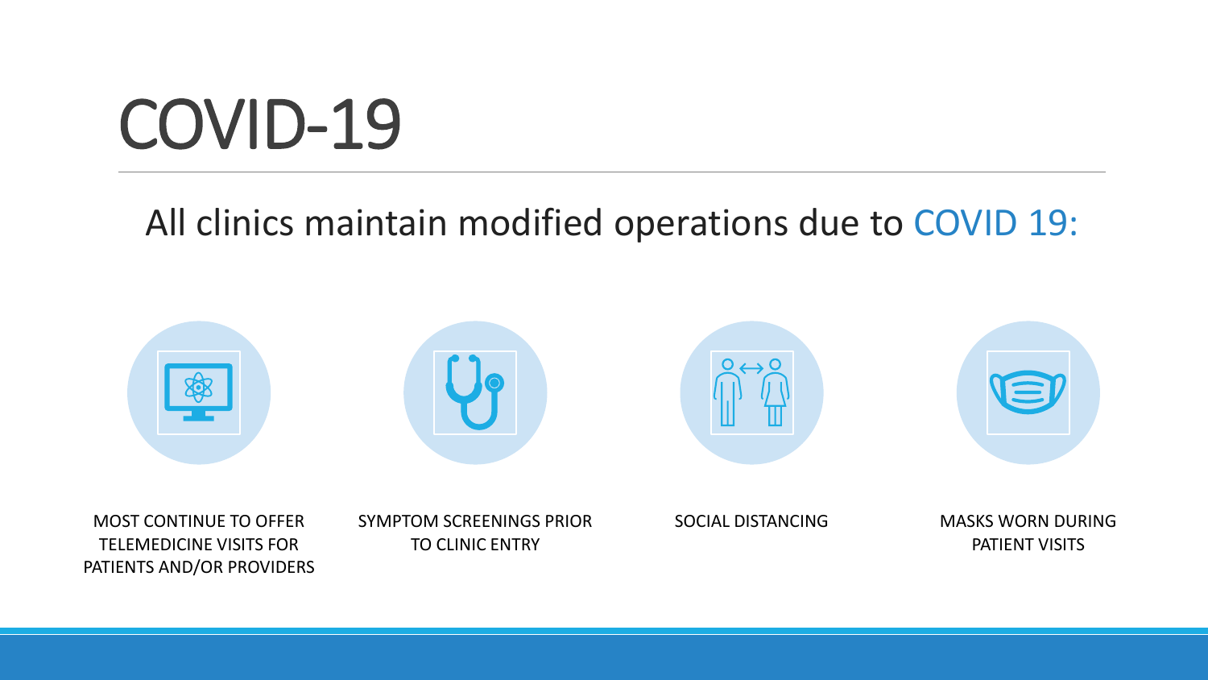# COVID-19

All clinics maintain modified operations due to COVID 19:

- MOST CONTINUE TO OFFER TELEMEDICINE VISITS FOR PATIENTS AND/OR PROVIDERS
- SYMPTOM SCREENINGS PRIOR TO CLINIC ENTRY
- SOCIAL DISTANCING
- MASKS WORN DURING PATIENT VISITS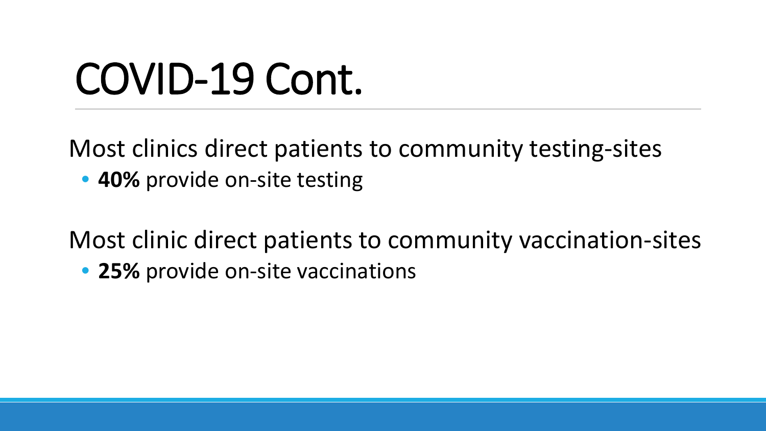# COVID-19 Cont.

Most clinics direct patients to community testing-sites

- **40%** provide on-site testing

Most clinic direct patients to community vaccination-sites

- **25%** provide on-site vaccinations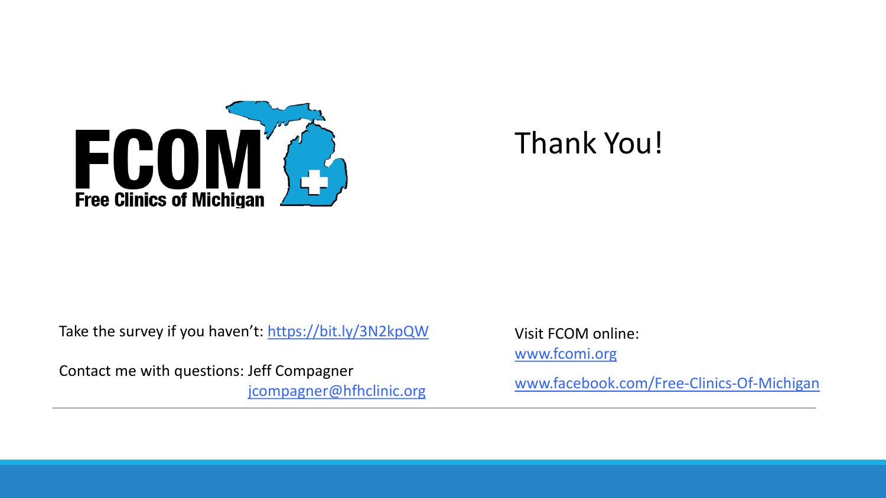**FCOM**
Free Clinics of Michigan

# Thank You!

Take the survey if you haven't: https://bit.ly/3N2kpQW

Contact me with questions: Jeff Compagner
jcompagner@hfhclinic.org

Visit FCOM online:
www.fcomi.org

www.facebook.com/Free-Clinics-Of-Michigan